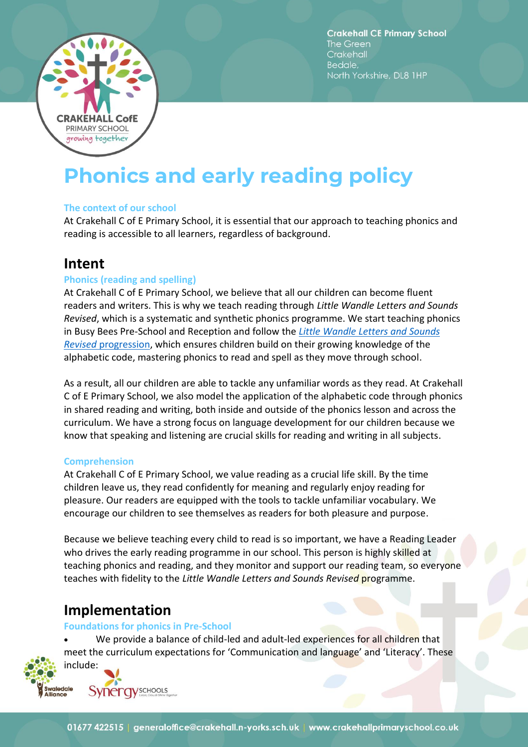Crakehall CE Primary School
The Green
Crakehall
Bedale,
North Yorkshire, DL8 1HP

# Phonics and early reading policy

### The context of our school

At Crakehall C of E Primary School, it is essential that our approach to teaching phonics and reading is accessible to all learners, regardless of background.

## Intent

### Phonics (reading and spelling)

At Crakehall C of E Primary School, we believe that all our children can become fluent readers and writers. This is why we teach reading through *Little Wandle Letters and Sounds Revised*, which is a systematic and synthetic phonics programme. We start teaching phonics in Busy Bees Pre-School and Reception and follow the [*Little Wandle Letters and Sounds Revised* progression], which ensures children build on their growing knowledge of the alphabetic code, mastering phonics to read and spell as they move through school.

As a result, all our children are able to tackle any unfamiliar words as they read. At Crakehall C of E Primary School, we also model the application of the alphabetic code through phonics in shared reading and writing, both inside and outside of the phonics lesson and across the curriculum. We have a strong focus on language development for our children because we know that speaking and listening are crucial skills for reading and writing in all subjects.

### Comprehension

At Crakehall C of E Primary School, we value reading as a crucial life skill. By the time children leave us, they read confidently for meaning and regularly enjoy reading for pleasure. Our readers are equipped with the tools to tackle unfamiliar vocabulary. We encourage our children to see themselves as readers for both pleasure and purpose.

Because we believe teaching every child to read is so important, we have a Reading Leader who drives the early reading programme in our school. This person is highly skilled at teaching phonics and reading, and they monitor and support our reading team, so everyone teaches with fidelity to the *Little Wandle Letters and Sounds Revised* programme.

## Implementation

### Foundations for phonics in Pre-School

- We provide a balance of child-led and adult-led experiences for all children that meet the curriculum expectations for 'Communication and language' and 'Literacy'. These include: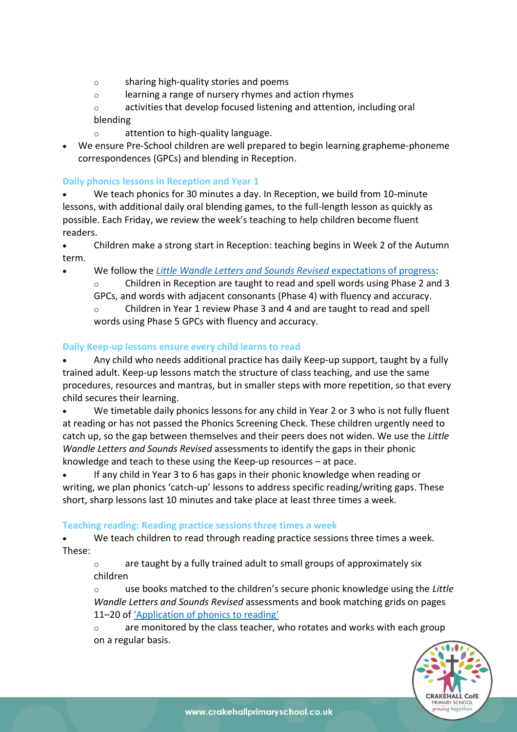- sharing high-quality stories and poems
  - learning a range of nursery rhymes and action rhymes
  - activities that develop focused listening and attention, including oral blending
  - attention to high-quality language.
- We ensure Pre-School children are well prepared to begin learning grapheme-phoneme correspondences (GPCs) and blending in Reception.

### Daily phonics lessons in Reception and Year 1

- We teach phonics for 30 minutes a day. In Reception, we build from 10-minute lessons, with additional daily oral blending games, to the full-length lesson as quickly as possible. Each Friday, we review the week's teaching to help children become fluent readers.
- Children make a strong start in Reception: teaching begins in Week 2 of the Autumn term.
- We follow the [*Little Wandle Letters and Sounds Revised* expectations of progress]():
  - Children in Reception are taught to read and spell words using Phase 2 and 3 GPCs, and words with adjacent consonants (Phase 4) with fluency and accuracy.
  - Children in Year 1 review Phase 3 and 4 and are taught to read and spell words using Phase 5 GPCs with fluency and accuracy.

### Daily Keep-up lessons ensure every child learns to read

- Any child who needs additional practice has daily Keep-up support, taught by a fully trained adult. Keep-up lessons match the structure of class teaching, and use the same procedures, resources and mantras, but in smaller steps with more repetition, so that every child secures their learning.
- We timetable daily phonics lessons for any child in Year 2 or 3 who is not fully fluent at reading or has not passed the Phonics Screening Check. These children urgently need to catch up, so the gap between themselves and their peers does not widen. We use the *Little Wandle Letters and Sounds Revised* assessments to identify the gaps in their phonic knowledge and teach to these using the Keep-up resources – at pace.
- If any child in Year 3 to 6 has gaps in their phonic knowledge when reading or writing, we plan phonics 'catch-up' lessons to address specific reading/writing gaps. These short, sharp lessons last 10 minutes and take place at least three times a week.

### Teaching reading: Reading practice sessions three times a week

- We teach children to read through reading practice sessions three times a week. These:
  - are taught by a fully trained adult to small groups of approximately six children
  - use books matched to the children's secure phonic knowledge using the *Little Wandle Letters and Sounds Revised* assessments and book matching grids on pages 11–20 of ['Application of phonics to reading']()
  - are monitored by the class teacher, who rotates and works with each group on a regular basis.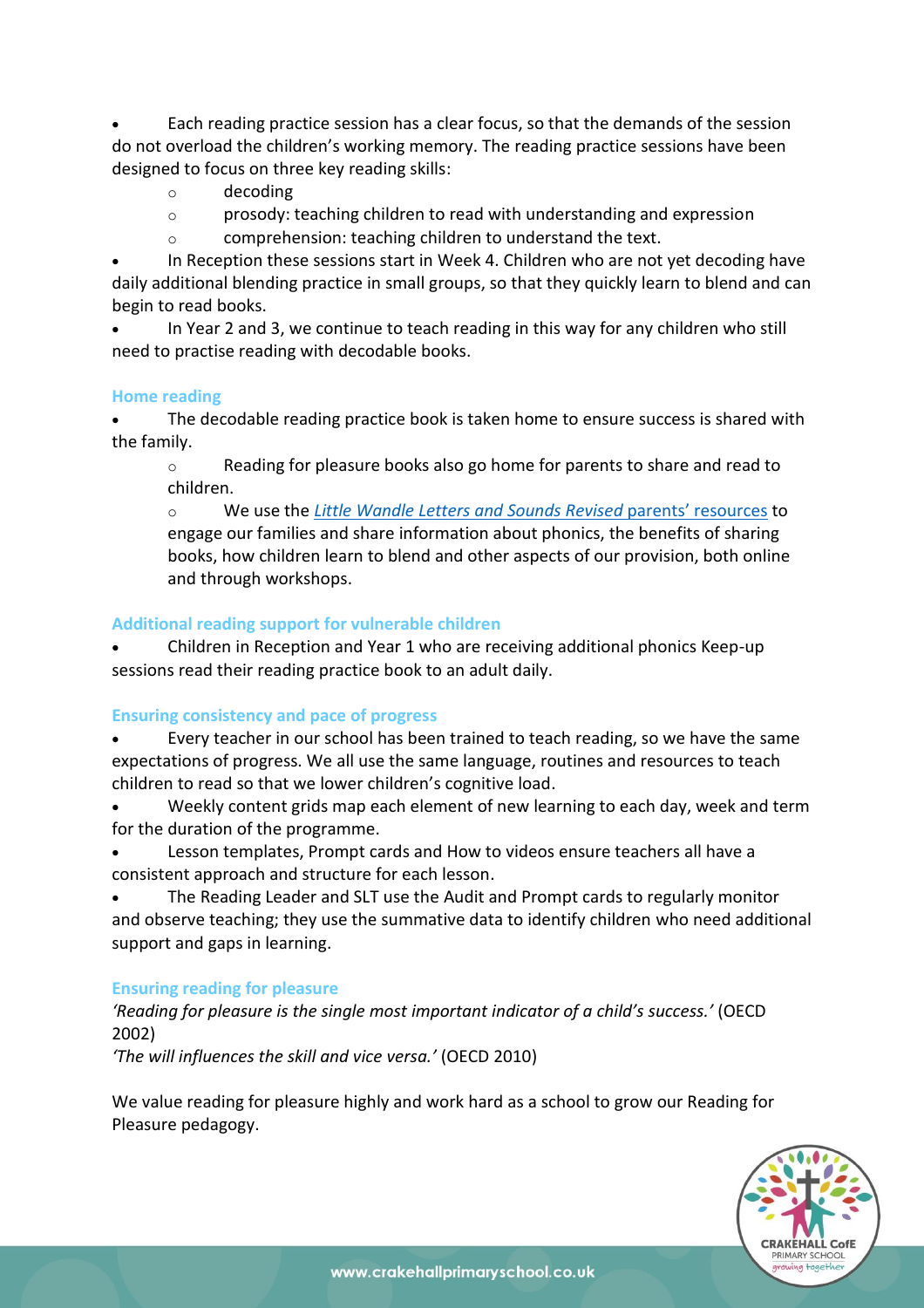- Each reading practice session has a clear focus, so that the demands of the session do not overload the children's working memory. The reading practice sessions have been designed to focus on three key reading skills:
  - decoding
  - prosody: teaching children to read with understanding and expression
  - comprehension: teaching children to understand the text.
- In Reception these sessions start in Week 4. Children who are not yet decoding have daily additional blending practice in small groups, so that they quickly learn to blend and can begin to read books.
- In Year 2 and 3, we continue to teach reading in this way for any children who still need to practise reading with decodable books.

### Home reading

- The decodable reading practice book is taken home to ensure success is shared with the family.
  - Reading for pleasure books also go home for parents to share and read to children.
  - We use the *Little Wandle Letters and Sounds Revised* parents' resources to engage our families and share information about phonics, the benefits of sharing books, how children learn to blend and other aspects of our provision, both online and through workshops.

### Additional reading support for vulnerable children

- Children in Reception and Year 1 who are receiving additional phonics Keep-up sessions read their reading practice book to an adult daily.

### Ensuring consistency and pace of progress

- Every teacher in our school has been trained to teach reading, so we have the same expectations of progress. We all use the same language, routines and resources to teach children to read so that we lower children's cognitive load.
- Weekly content grids map each element of new learning to each day, week and term for the duration of the programme.
- Lesson templates, Prompt cards and How to videos ensure teachers all have a consistent approach and structure for each lesson.
- The Reading Leader and SLT use the Audit and Prompt cards to regularly monitor and observe teaching; they use the summative data to identify children who need additional support and gaps in learning.

### Ensuring reading for pleasure

*'Reading for pleasure is the single most important indicator of a child's success.'* (OECD 2002)

*'The will influences the skill and vice versa.'* (OECD 2010)

We value reading for pleasure highly and work hard as a school to grow our Reading for Pleasure pedagogy.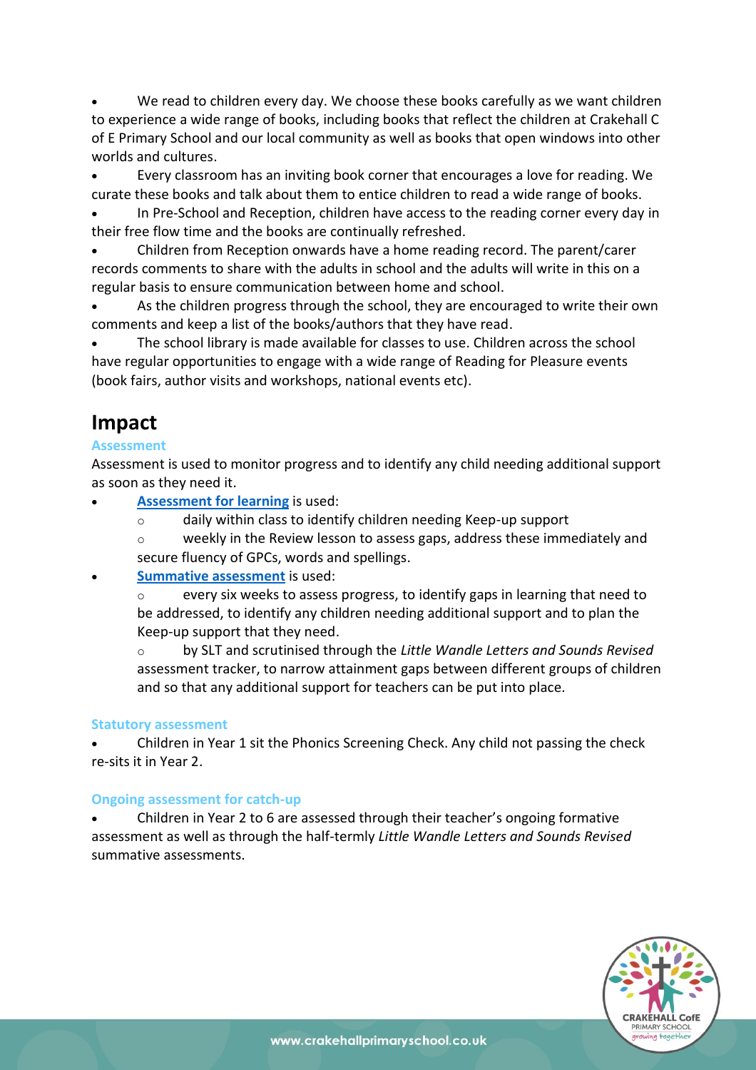- We read to children every day. We choose these books carefully as we want children to experience a wide range of books, including books that reflect the children at Crakehall C of E Primary School and our local community as well as books that open windows into other worlds and cultures.
- Every classroom has an inviting book corner that encourages a love for reading. We curate these books and talk about them to entice children to read a wide range of books.
- In Pre-School and Reception, children have access to the reading corner every day in their free flow time and the books are continually refreshed.
- Children from Reception onwards have a home reading record. The parent/carer records comments to share with the adults in school and the adults will write in this on a regular basis to ensure communication between home and school.
- As the children progress through the school, they are encouraged to write their own comments and keep a list of the books/authors that they have read.
- The school library is made available for classes to use. Children across the school have regular opportunities to engage with a wide range of Reading for Pleasure events (book fairs, author visits and workshops, national events etc).

## Impact

### Assessment

Assessment is used to monitor progress and to identify any child needing additional support as soon as they need it.

- **Assessment for learning** is used:
  - daily within class to identify children needing Keep-up support
  - weekly in the Review lesson to assess gaps, address these immediately and secure fluency of GPCs, words and spellings.
- **Summative assessment** is used:
  - every six weeks to assess progress, to identify gaps in learning that need to be addressed, to identify any children needing additional support and to plan the Keep-up support that they need.
  - by SLT and scrutinised through the *Little Wandle Letters and Sounds Revised* assessment tracker, to narrow attainment gaps between different groups of children and so that any additional support for teachers can be put into place.

### Statutory assessment

- Children in Year 1 sit the Phonics Screening Check. Any child not passing the check re-sits it in Year 2.

### Ongoing assessment for catch-up

- Children in Year 2 to 6 are assessed through their teacher's ongoing formative assessment as well as through the half-termly *Little Wandle Letters and Sounds Revised* summative assessments.